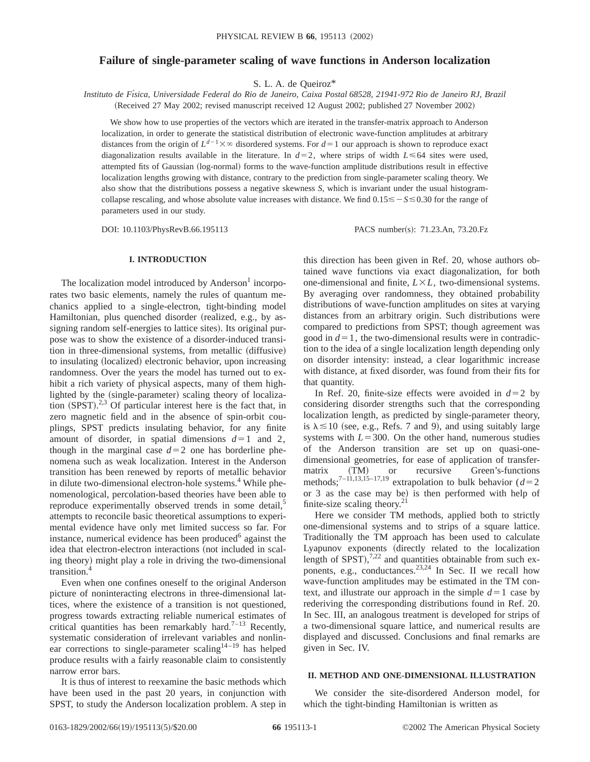# Failure of single-parameter scaling of wave functions in Anderson localization

S. L. A. de Queiroz*

*Instituto de Física, Universidade Federal do Rio de Janeiro, Caixa Postal 68528, 21941-972 Rio de Janeiro RJ, Brazil*

(Received 27 May 2002; revised manuscript received 12 August 2002; published 27 November 2002)

We show how to use properties of the vectors which are iterated in the transfer-matrix approach to Anderson localization, in order to generate the statistical distribution of electronic wave-function amplitudes at arbitrary distances from the origin of $L^{d-1}\times\infty$ disordered systems. For $d=1$ our approach is shown to reproduce exact diagonalization results available in the literature. In $d=2$, where strips of width $L\leq 64$ sites were used, attempted fits of Gaussian (log-normal) forms to the wave-function amplitude distributions result in effective localization lengths growing with distance, contrary to the prediction from single-parameter scaling theory. We also show that the distributions possess a negative skewness $S$, which is invariant under the usual histogram-collapse rescaling, and whose absolute value increases with distance. We find $0.15\lesssim -S \lesssim 0.30$ for the range of parameters used in our study.

DOI: 10.1103/PhysRevB.66.195113 PACS number(s): 71.23.An, 73.20.Fz

## I. INTRODUCTION

The localization model introduced by Anderson[1] incorporates two basic elements, namely the rules of quantum mechanics applied to a single-electron, tight-binding model Hamiltonian, plus quenched disorder (realized, e.g., by assigning random self-energies to lattice sites). Its original purpose was to show the existence of a disorder-induced transition in three-dimensional systems, from metallic (diffusive) to insulating (localized) electronic behavior, upon increasing randomness. Over the years the model has turned out to exhibit a rich variety of physical aspects, many of them highlighted by the (single-parameter) scaling theory of localization (SPST).[2,3] Of particular interest here is the fact that, in zero magnetic field and in the absence of spin-orbit couplings, SPST predicts insulating behavior, for any finite amount of disorder, in spatial dimensions $d=1$ and 2, though in the marginal case $d=2$ one has borderline phenomena such as weak localization. Interest in the Anderson transition has been renewed by reports of metallic behavior in dilute two-dimensional electron-hole systems.[4] While phenomenological, percolation-based theories have been able to reproduce experimentally observed trends in some detail,[5] attempts to reconcile basic theoretical assumptions to experimental evidence have only met limited success so far. For instance, numerical evidence has been produced[6] against the idea that electron-electron interactions (not included in scaling theory) might play a role in driving the two-dimensional transition.[4]

Even when one confines oneself to the original Anderson picture of noninteracting electrons in three-dimensional lattices, where the existence of a transition is not questioned, progress towards extracting reliable numerical estimates of critical quantities has been remarkably hard.[7–13] Recently, systematic consideration of irrelevant variables and nonlinear corrections to single-parameter scaling[14–19] has helped produce results with a fairly reasonable claim to consistently narrow error bars.

It is thus of interest to reexamine the basic methods which have been used in the past 20 years, in conjunction with SPST, to study the Anderson localization problem. A step in this direction has been given in Ref. 20, whose authors obtained wave functions via exact diagonalization, for both one-dimensional and finite, $L\times L$, two-dimensional systems. By averaging over randomness, they obtained probability distributions of wave-function amplitudes on sites at varying distances from an arbitrary origin. Such distributions were compared to predictions from SPST; though agreement was good in $d=1$, the two-dimensional results were in contradiction to the idea of a single localization length depending only on disorder intensity: instead, a clear logarithmic increase with distance, at fixed disorder, was found from their fits for that quantity.

In Ref. 20, finite-size effects were avoided in $d=2$ by considering disorder strengths such that the corresponding localization length, as predicted by single-parameter theory, is $\lambda\lesssim 10$ (see, e.g., Refs. 7 and 9), and using suitably large systems with $L=300$. On the other hand, numerous studies of the Anderson transition are set up on quasi-one-dimensional geometries, for ease of application of transfer-matrix (TM) or recursive Green's-functions methods;[7–11,13,15–17,19] extrapolation to bulk behavior ($d=2$ or 3 as the case may be) is then performed with help of finite-size scaling theory.[21]

Here we consider TM methods, applied both to strictly one-dimensional systems and to strips of a square lattice. Traditionally the TM approach has been used to calculate Lyapunov exponents (directly related to the localization length of SPST),[7,22] and quantities obtainable from such exponents, e.g., conductances.[23,24] In Sec. II we recall how wave-function amplitudes may be estimated in the TM context, and illustrate our approach in the simple $d=1$ case by rederiving the corresponding distributions found in Ref. 20. In Sec. III, an analogous treatment is developed for strips of a two-dimensional square lattice, and numerical results are displayed and discussed. Conclusions and final remarks are given in Sec. IV.

## II. METHOD AND ONE-DIMENSIONAL ILLUSTRATION

We consider the site-disordered Anderson model, for which the tight-binding Hamiltonian is written as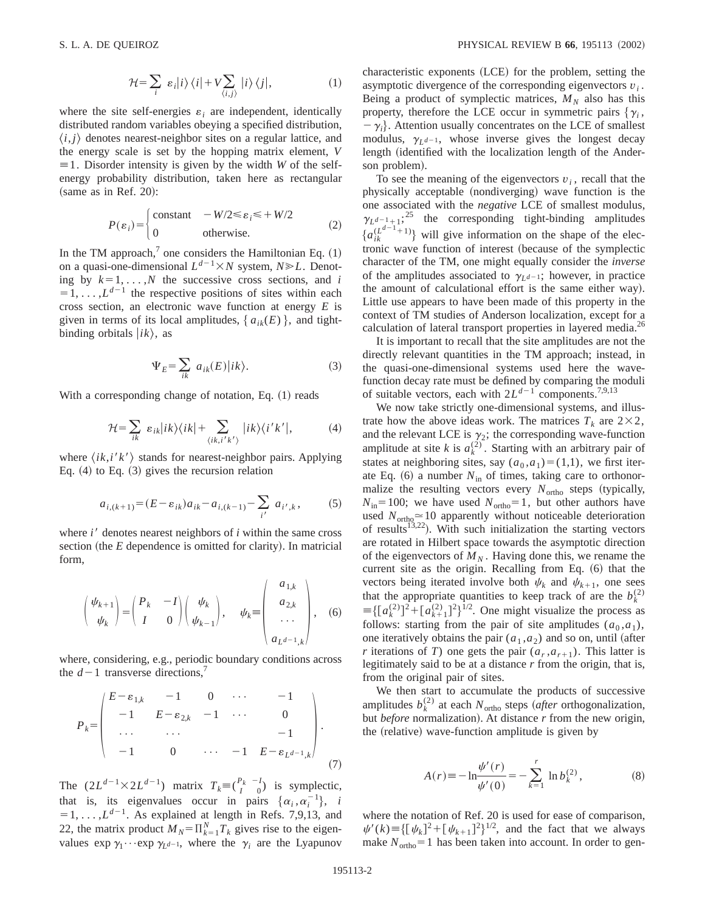$$\mathcal{H}=\sum_i \varepsilon_i |i\rangle\langle i| + V\sum_{\langle i,j\rangle} |i\rangle\langle j|, \qquad (1)$$

where the site self-energies $\varepsilon_i$ are independent, identically distributed random variables obeying a specified distribution, $\langle i,j\rangle$ denotes nearest-neighbor sites on a regular lattice, and the energy scale is set by the hopping matrix element, $V\equiv 1$. Disorder intensity is given by the width $W$ of the self-energy probability distribution, taken here as rectangular (same as in Ref. 20):

$$P(\varepsilon_i)=\begin{cases}\text{constant} & -W/2\leqslant\varepsilon_i\leqslant +W/2\\ 0 & \text{otherwise.}\end{cases} \qquad (2)$$

In the TM approach,[7] one considers the Hamiltonian Eq. (1) on a quasi-one-dimensional $L^{d-1}\times N$ system, $N\gg L$. Denoting by $k=1,\ldots,N$ the successive cross sections, and $i=1,\ldots,L^{d-1}$ the respective positions of sites within each cross section, an electronic wave function at energy $E$ is given in terms of its local amplitudes, $\{a_{ik}(E)\}$, and tight-binding orbitals $|ik\rangle$, as

$$\Psi_E=\sum_{ik} a_{ik}(E)|ik\rangle. \qquad (3)$$

With a corresponding change of notation, Eq. (1) reads

$$\mathcal{H}=\sum_{ik} \varepsilon_{ik}|ik\rangle\langle ik| + \sum_{\langle ik,i'k'\rangle} |ik\rangle\langle i'k'|, \qquad (4)$$

where $\langle ik,i'k'\rangle$ stands for nearest-neighbor pairs. Applying Eq. (4) to Eq. (3) gives the recursion relation

$$a_{i,(k+1)}=(E-\varepsilon_{ik})a_{ik}-a_{i,(k-1)}-\sum_{i'} a_{i',k}, \qquad (5)$$

where $i'$ denotes nearest neighbors of $i$ within the same cross section (the $E$ dependence is omitted for clarity). In matricial form,

$$\begin{pmatrix}\psi_{k+1}\\ \psi_k\end{pmatrix}=\begin{pmatrix}P_k & -I\\ I & 0\end{pmatrix}\begin{pmatrix}\psi_k\\ \psi_{k-1}\end{pmatrix}, \quad \psi_k\equiv\begin{pmatrix}a_{1,k}\\ a_{2,k}\\ \cdots\\ a_{L^{d-1},k}\end{pmatrix}, \qquad (6)$$

where, considering, e.g., periodic boundary conditions across the $d-1$ transverse directions,[7]

$$P_k=\begin{pmatrix}E-\varepsilon_{1,k} & -1 & 0 & \cdots & -1\\ -1 & E-\varepsilon_{2,k} & -1 & \cdots & 0\\ \cdots & \cdots & & & -1\\ -1 & 0 & \cdots & -1 & E-\varepsilon_{L^{d-1},k}\end{pmatrix}. \qquad (7)$$

The $(2L^{d-1}\times 2L^{d-1})$ matrix $T_k\equiv\left(\begin{smallmatrix}P_k & -I\\ I & 0\end{smallmatrix}\right)$ is symplectic, that is, its eigenvalues occur in pairs $\{\alpha_i,\alpha_i^{-1}\}$, $i=1,\ldots,L^{d-1}$. As explained at length in Refs. 7,9,13, and 22, the matrix product $M_N=\Pi_{k=1}^N T_k$ gives rise to the eigenvalues $\exp\gamma_1\cdots\exp\gamma_{L^{d-1}}$, where the $\gamma_i$ are the Lyapunov characteristic exponents (LCE) for the problem, setting the asymptotic divergence of the corresponding eigenvectors $v_i$. Being a product of symplectic matrices, $M_N$ also has this property, therefore the LCE occur in symmetric pairs $\{\gamma_i,-\gamma_i\}$. Attention usually concentrates on the LCE of smallest modulus, $\gamma_{L^{d-1}}$, whose inverse gives the longest decay length (identified with the localization length of the Anderson problem).

To see the meaning of the eigenvectors $v_i$, recall that the physically acceptable (nondiverging) wave function is the one associated with the *negative* LCE of smallest modulus, $\gamma_{L^{d-1}+1}$;[25] the corresponding tight-binding amplitudes $\{a_{ik}^{(L^{d-1}+1)}\}$ will give information on the shape of the electronic wave function of interest (because of the symplectic character of the TM, one might equally consider the *inverse* of the amplitudes associated to $\gamma_{L^{d-1}}$; however, in practice the amount of calculational effort is the same either way). Little use appears to have been made of this property in the context of TM studies of Anderson localization, except for a calculation of lateral transport properties in layered media.[26]

It is important to recall that the site amplitudes are not the directly relevant quantities in the TM approach; instead, in the quasi-one-dimensional systems used here the wave-function decay rate must be defined by comparing the moduli of suitable vectors, each with $2L^{d-1}$ components.[7,9,13]

We now take strictly one-dimensional systems, and illustrate how the above ideas work. The matrices $T_k$ are $2\times 2$, and the relevant LCE is $\gamma_2$; the corresponding wave-function amplitude at site $k$ is $a_k^{(2)}$. Starting with an arbitrary pair of states at neighboring sites, say $(a_0,a_1)=(1,1)$, we first iterate Eq. (6) a number $N_{\rm in}$ of times, taking care to orthonormalize the resulting vectors every $N_{\rm ortho}$ steps (typically, $N_{\rm in}=100$; we have used $N_{\rm ortho}=1$, but other authors have used $N_{\rm ortho}\simeq 10$ apparently without noticeable deterioration of results[13,22]). With such initialization the starting vectors are rotated in Hilbert space towards the asymptotic direction of the eigenvectors of $M_N$. Having done this, we rename the current site as the origin. Recalling from Eq. (6) that the vectors being iterated involve both $\psi_k$ and $\psi_{k+1}$, one sees that the appropriate quantities to keep track of are the $b_k^{(2)}\equiv\{[a_k^{(2)}]^2+[a_{k+1}^{(2)}]^2\}^{1/2}$. One might visualize the process as follows: starting from the pair of site amplitudes $(a_0,a_1)$, one iteratively obtains the pair $(a_1,a_2)$ and so on, until (after $r$ iterations of $T$) one gets the pair $(a_r,a_{r+1})$. This latter is legitimately said to be at a distance $r$ from the origin, that is, from the original pair of sites.

We then start to accumulate the products of successive amplitudes $b_k^{(2)}$ at each $N_{\rm ortho}$ steps (*after* orthogonalization, but *before* normalization). At distance $r$ from the new origin, the (relative) wave-function amplitude is given by

$$A(r)\equiv -\ln\frac{\psi'(r)}{\psi'(0)}=-\sum_{k=1}^{r}\ln b_k^{(2)}, \qquad (8)$$

where the notation of Ref. 20 is used for ease of comparison, $\psi'(k)\equiv\{[\psi_k]^2+[\psi_{k+1}]^2\}^{1/2}$, and the fact that we always make $N_{\rm ortho}=1$ has been taken into account. In order to gen-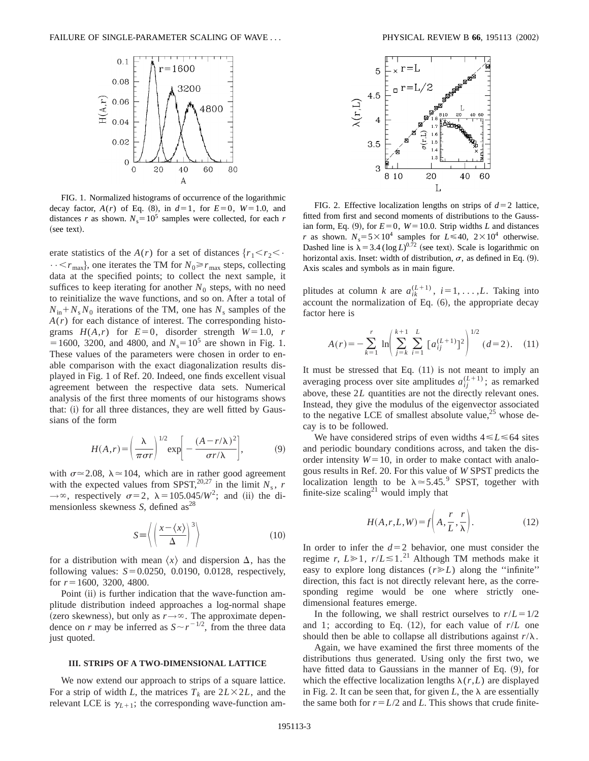FIG. 1. Normalized histograms of occurrence of the logarithmic decay factor, $A(r)$ of Eq. (8), in $d=1$, for $E=0$, $W=1.0$, and distances $r$ as shown. $N_s=10^5$ samples were collected, for each $r$ (see text).

erate statistics of the $A(r)$ for a set of distances $\{r_1<r_2<\cdots<r_{max}\}$, one iterates the TM for $N_0 \geqslant r_{max}$ steps, collecting data at the specified points; to collect the next sample, it suffices to keep iterating for another $N_0$ steps, with no need to reinitialize the wave functions, and so on. After a total of $N_{in}+N_s N_0$ iterations of the TM, one has $N_s$ samples of the $A(r)$ for each distance of interest. The corresponding histograms $H(A,r)$ for $E=0$, disorder strength $W=1.0$, $r=1600$, 3200, and 4800, and $N_s=10^5$ are shown in Fig. 1. These values of the parameters were chosen in order to enable comparison with the exact diagonalization results displayed in Fig. 1 of Ref. 20. Indeed, one finds excellent visual agreement between the respective data sets. Numerical analysis of the first three moments of our histograms shows that: (i) for all three distances, they are well fitted by Gaussians of the form

$$H(A,r)=\left(\frac{\lambda}{\pi\sigma r}\right)^{1/2}\exp\left[-\frac{(A-r/\lambda)^2}{\sigma r/\lambda}\right], \qquad (9)$$

with $\sigma\simeq 2.08$, $\lambda\simeq 104$, which are in rather good agreement with the expected values from SPST,[20,27] in the limit $N_s$, $r\to\infty$, respectively $\sigma=2$, $\lambda=105.045/W^2$; and (ii) the dimensionless skewness $S$, defined as[28]

$$S\equiv\left\langle\left(\frac{x-\langle x\rangle}{\Delta}\right)^3\right\rangle \qquad (10)$$

for a distribution with mean $\langle x\rangle$ and dispersion $\Delta$, has the following values: $S=0.0250$, 0.0190, 0.0128, respectively, for $r=1600$, 3200, 4800.

Point (ii) is further indication that the wave-function amplitude distribution indeed approaches a log-normal shape (zero skewness), but only as $r\to\infty$. The approximate dependence on $r$ may be inferred as $S\sim r^{-1/2}$, from the three data just quoted.

### III. STRIPS OF A TWO-DIMENSIONAL LATTICE

We now extend our approach to strips of a square lattice. For a strip of width $L$, the matrices $T_k$ are $2L\times 2L$, and the relevant LCE is $\gamma_{L+1}$; the corresponding wave-function amplitudes at column $k$ are $a_{ik}^{(L+1)}$, $i=1,\ldots,L$. Taking into account the normalization of Eq. (6), the appropriate decay factor here is

$$A(r)=-\sum_{k=1}^{r}\ln\left(\sum_{j=k}^{k+1}\sum_{i=1}^{L}\left[a_{ij}^{(L+1)}\right]^2\right)^{1/2} \quad (d=2). \qquad (11)$$

It must be stressed that Eq. (11) is not meant to imply an averaging process over site amplitudes $a_{ij}^{(L+1)}$; as remarked above, these $2L$ quantities are not the directly relevant ones. Instead, they give the modulus of the eigenvector associated to the negative LCE of smallest absolute value,[25] whose decay is to be followed.

We have considered strips of even widths $4\leqslant L\leqslant 64$ sites and periodic boundary conditions across, and taken the disorder intensity $W=10$, in order to make contact with analogous results in Ref. 20. For this value of $W$ SPST predicts the localization length to be $\lambda\simeq 5.45$.[9] SPST, together with finite-size scaling[21] would imply that

$$H(A,r,L,W)=f\left(A,\frac{r}{L},\frac{r}{\lambda}\right). \qquad (12)$$

In order to infer the $d=2$ behavior, one must consider the regime $r$, $L\gg 1$, $r/L\lesssim 1$.[21] Although TM methods make it easy to explore long distances ($r\gg L$) along the "infinite" direction, this fact is not directly relevant here, as the corresponding regime would be one where strictly one-dimensional features emerge.

In the following, we shall restrict ourselves to $r/L=1/2$ and 1; according to Eq. (12), for each value of $r/L$ one should then be able to collapse all distributions against $r/\lambda$.

Again, we have examined the first three moments of the distributions thus generated. Using only the first two, we have fitted data to Gaussians in the manner of Eq. (9), for which the effective localization lengths $\lambda(r,L)$ are displayed in Fig. 2. It can be seen that, for given $L$, the $\lambda$ are essentially the same both for $r=L/2$ and $L$. This shows that crude finite-

FIG. 2. Effective localization lengths on strips of $d=2$ lattice, fitted from first and second moments of distributions to the Gaussian form, Eq. (9), for $E=0$, $W=10.0$. Strip widths $L$ and distances $r$ as shown. $N_s=5\times 10^4$ samples for $L\leqslant 40$, $2\times 10^4$ otherwise. Dashed line is $\lambda=3.4\,(\log L)^{0.72}$ (see text). Scale is logarithmic on horizontal axis. Inset: width of distribution, $\sigma$, as defined in Eq. (9). Axis scales and symbols as in main figure.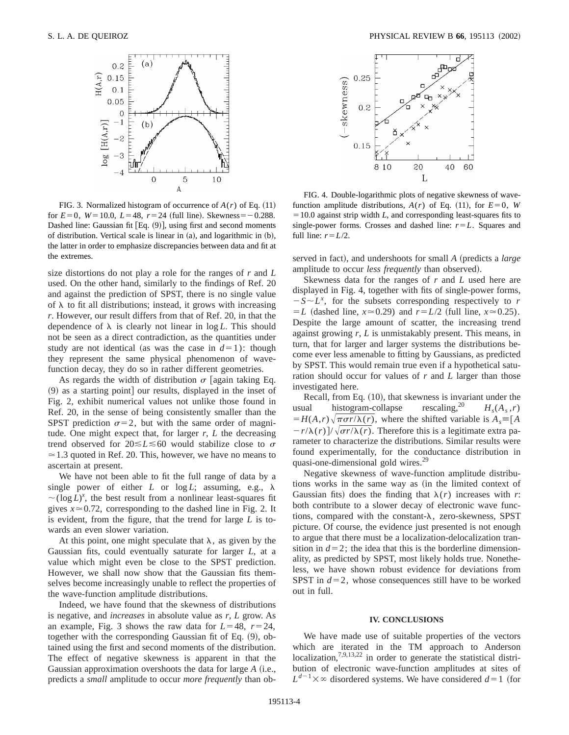FIG. 3. Normalized histogram of occurrence of $A(r)$ of Eq. (11) for $E=0$, $W=10.0$, $L=48$, $r=24$ (full line). Skewness $=-0.288$. Dashed line: Gaussian fit [Eq. (9)], using first and second moments of distribution. Vertical scale is linear in (a), and logarithmic in (b), the latter in order to emphasize discrepancies between data and fit at the extremes.

size distortions do not play a role for the ranges of $r$ and $L$ used. On the other hand, similarly to the findings of Ref. 20 and against the prediction of SPST, there is no single value of $\lambda$ to fit all distributions; instead, it grows with increasing $r$. However, our result differs from that of Ref. 20, in that the dependence of $\lambda$ is clearly not linear in $\log L$. This should not be seen as a direct contradiction, as the quantities under study are not identical (as was the case in $d=1$): though they represent the same physical phenomenon of wave-function decay, they do so in rather different geometries.

As regards the width of distribution $\sigma$ [again taking Eq. (9) as a starting point] our results, displayed in the inset of Fig. 2, exhibit numerical values not unlike those found in Ref. 20, in the sense of being consistently smaller than the SPST prediction $\sigma=2$, but with the same order of magnitude. One might expect that, for larger $r$, $L$ the decreasing trend observed for $20 \lesssim L \lesssim 60$ would stabilize close to $\sigma \simeq 1.3$ quoted in Ref. 20. This, however, we have no means to ascertain at present.

We have not been able to fit the full range of data by a single power of either $L$ or $\log L$; assuming, e.g., $\lambda \sim (\log L)^x$, the best result from a nonlinear least-squares fit gives $x \simeq 0.72$, corresponding to the dashed line in Fig. 2. It is evident, from the figure, that the trend for large $L$ is towards an even slower variation.

At this point, one might speculate that $\lambda$, as given by the Gaussian fits, could eventually saturate for larger $L$, at a value which might even be close to the SPST prediction. However, we shall now show that the Gaussian fits themselves become increasingly unable to reflect the properties of the wave-function amplitude distributions.

Indeed, we have found that the skewness of distributions is negative, and *increases* in absolute value as $r$, $L$ grow. As an example, Fig. 3 shows the raw data for $L=48$, $r=24$, together with the corresponding Gaussian fit of Eq. (9), obtained using the first and second moments of the distribution. The effect of negative skewness is apparent in that the Gaussian approximation overshoots the data for large $A$ (i.e., predicts a *small* amplitude to occur *more frequently* than observed in fact), and undershoots for small $A$ (predicts a *large* amplitude to occur *less frequently* than observed).

FIG. 4. Double-logarithmic plots of negative skewness of wave-function amplitude distributions, $A(r)$ of Eq. (11), for $E=0$, $W=10.0$ against strip width $L$, and corresponding least-squares fits to single-power forms. Crosses and dashed line: $r=L$. Squares and full line: $r=L/2$.

Skewness data for the ranges of $r$ and $L$ used here are displayed in Fig. 4, together with fits of single-power forms, $-S \sim L^x$, for the subsets corresponding respectively to $r=L$ (dashed line, $x \simeq 0.29$) and $r=L/2$ (full line, $x \simeq 0.25$). Despite the large amount of scatter, the increasing trend against growing $r$, $L$ is unmistakably present. This means, in turn, that for larger and larger systems the distributions become ever less amenable to fitting by Gaussians, as predicted by SPST. This would remain true even if a hypothetical saturation should occur for values of $r$ and $L$ larger than those investigated here.

Recall, from Eq. (10), that skewness is invariant under the usual histogram-collapse rescaling,[20] $H_s(A_s,r) = H(A,r)\sqrt{\pi\sigma r/\lambda(r)}$, where the shifted variable is $A_s \equiv [A - r/\lambda(r)]/\sqrt{\sigma r/\lambda(r)}$. Therefore this is a legitimate extra parameter to characterize the distributions. Similar results were found experimentally, for the conductance distribution in quasi-one-dimensional gold wires.[29]

Negative skewness of wave-function amplitude distributions works in the same way as (in the limited context of Gaussian fits) does the finding that $\lambda(r)$ increases with $r$: both contribute to a slower decay of electronic wave functions, compared with the constant-$\lambda$, zero-skewness, SPST picture. Of course, the evidence just presented is not enough to argue that there must be a localization-delocalization transition in $d=2$; the idea that this is the borderline dimensionality, as predicted by SPST, most likely holds true. Nonetheless, we have shown robust evidence for deviations from SPST in $d=2$, whose consequences still have to be worked out in full.

## IV. CONCLUSIONS

We have made use of suitable properties of the vectors which are iterated in the TM approach to Anderson localization,[7,9,13,22] in order to generate the statistical distribution of electronic wave-function amplitudes at sites of $L^{d-1} \times \infty$ disordered systems. We have considered $d=1$ (for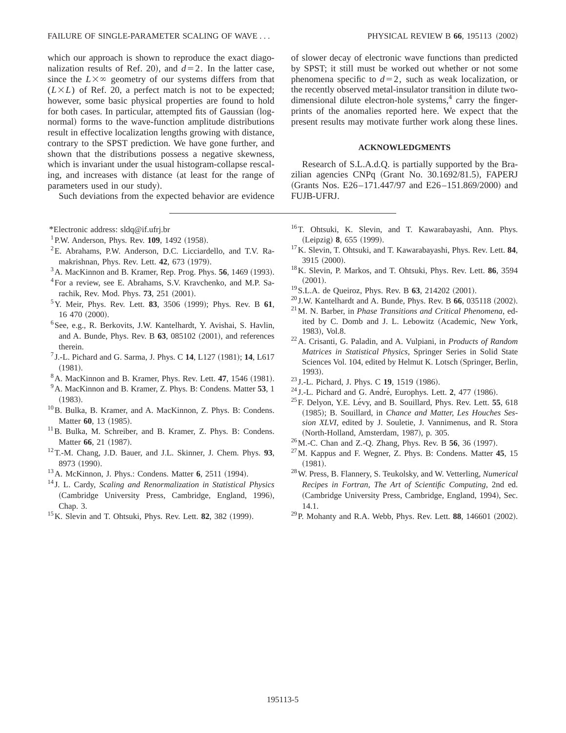which our approach is shown to reproduce the exact diagonalization results of Ref. 20), and $d=2$. In the latter case, since the $L\times\infty$ geometry of our systems differs from that ($L\times L$) of Ref. 20, a perfect match is not to be expected; however, some basic physical properties are found to hold for both cases. In particular, attempted fits of Gaussian (log-normal) forms to the wave-function amplitude distributions result in effective localization lengths growing with distance, contrary to the SPST prediction. We have gone further, and shown that the distributions possess a negative skewness, which is invariant under the usual histogram-collapse rescaling, and increases with distance (at least for the range of parameters used in our study).

Such deviations from the expected behavior are evidence of slower decay of electronic wave functions than predicted by SPST; it still must be worked out whether or not some phenomena specific to $d=2$, such as weak localization, or the recently observed metal-insulator transition in dilute two-dimensional dilute electron-hole systems,[4] carry the fingerprints of the anomalies reported here. We expect that the present results may motivate further work along these lines.

## ACKNOWLEDGMENTS

Research of S.L.A.d.Q. is partially supported by the Brazilian agencies CNPq (Grant No. 30.1692/81.5), FAPERJ (Grants Nos. E26–171.447/97 and E26–151.869/2000) and FUJB-UFRJ.

---

*Electronic address: sldq@if.ufrj.br

[1] P.W. Anderson, Phys. Rev. **109**, 1492 (1958).

[2] E. Abrahams, P.W. Anderson, D.C. Licciardello, and T.V. Ramakrishnan, Phys. Rev. Lett. **42**, 673 (1979).

[3] A. MacKinnon and B. Kramer, Rep. Prog. Phys. **56**, 1469 (1993).

[4] For a review, see E. Abrahams, S.V. Kravchenko, and M.P. Sarachik, Rev. Mod. Phys. **73**, 251 (2001).

[5] Y. Meir, Phys. Rev. Lett. **83**, 3506 (1999); Phys. Rev. B **61**, 16 470 (2000).

[6] See, e.g., R. Berkovits, J.W. Kantelhardt, Y. Avishai, S. Havlin, and A. Bunde, Phys. Rev. B **63**, 085102 (2001), and references therein.

[7] J.-L. Pichard and G. Sarma, J. Phys. C **14**, L127 (1981); **14**, L617 (1981).

[8] A. MacKinnon and B. Kramer, Phys. Rev. Lett. **47**, 1546 (1981).

[9] A. MacKinnon and B. Kramer, Z. Phys. B: Condens. Matter **53**, 1 (1983).

[10] B. Bulka, B. Kramer, and A. MacKinnon, Z. Phys. B: Condens. Matter **60**, 13 (1985).

[11] B. Bulka, M. Schreiber, and B. Kramer, Z. Phys. B: Condens. Matter **66**, 21 (1987).

[12] T.-M. Chang, J.D. Bauer, and J.L. Skinner, J. Chem. Phys. **93**, 8973 (1990).

[13] A. McKinnon, J. Phys.: Condens. Matter **6**, 2511 (1994).

[14] J. L. Cardy, *Scaling and Renormalization in Statistical Physics* (Cambridge University Press, Cambridge, England, 1996), Chap. 3.

[15] K. Slevin and T. Ohtsuki, Phys. Rev. Lett. **82**, 382 (1999).

[16] T. Ohtsuki, K. Slevin, and T. Kawarabayashi, Ann. Phys. (Leipzig) **8**, 655 (1999).

[17] K. Slevin, T. Ohtsuki, and T. Kawarabayashi, Phys. Rev. Lett. **84**, 3915 (2000).

[18] K. Slevin, P. Markos, and T. Ohtsuki, Phys. Rev. Lett. **86**, 3594 (2001).

[19] S.L.A. de Queiroz, Phys. Rev. B **63**, 214202 (2001).

[20] J.W. Kantelhardt and A. Bunde, Phys. Rev. B **66**, 035118 (2002).

[21] M. N. Barber, in *Phase Transitions and Critical Phenomena*, edited by C. Domb and J. L. Lebowitz (Academic, New York, 1983), Vol.8.

[22] A. Crisanti, G. Paladin, and A. Vulpiani, in *Products of Random Matrices in Statistical Physics*, Springer Series in Solid State Sciences Vol. 104, edited by Helmut K. Lotsch (Springer, Berlin, 1993).

[23] J.-L. Pichard, J. Phys. C **19**, 1519 (1986).

[24] J.-L. Pichard and G. André, Europhys. Lett. **2**, 477 (1986).

[25] F. Delyon, Y.E. Lévy, and B. Souillard, Phys. Rev. Lett. **55**, 618 (1985); B. Souillard, in *Chance and Matter, Les Houches Session XLVI*, edited by J. Souletie, J. Vannimenus, and R. Stora (North-Holland, Amsterdam, 1987), p. 305.

[26] M.-C. Chan and Z.-Q. Zhang, Phys. Rev. B **56**, 36 (1997).

[27] M. Kappus and F. Wegner, Z. Phys. B: Condens. Matter **45**, 15 (1981).

[28] W. Press, B. Flannery, S. Teukolsky, and W. Vetterling, *Numerical Recipes in Fortran, The Art of Scientific Computing*, 2nd ed. (Cambridge University Press, Cambridge, England, 1994), Sec. 14.1.

[29] P. Mohanty and R.A. Webb, Phys. Rev. Lett. **88**, 146601 (2002).